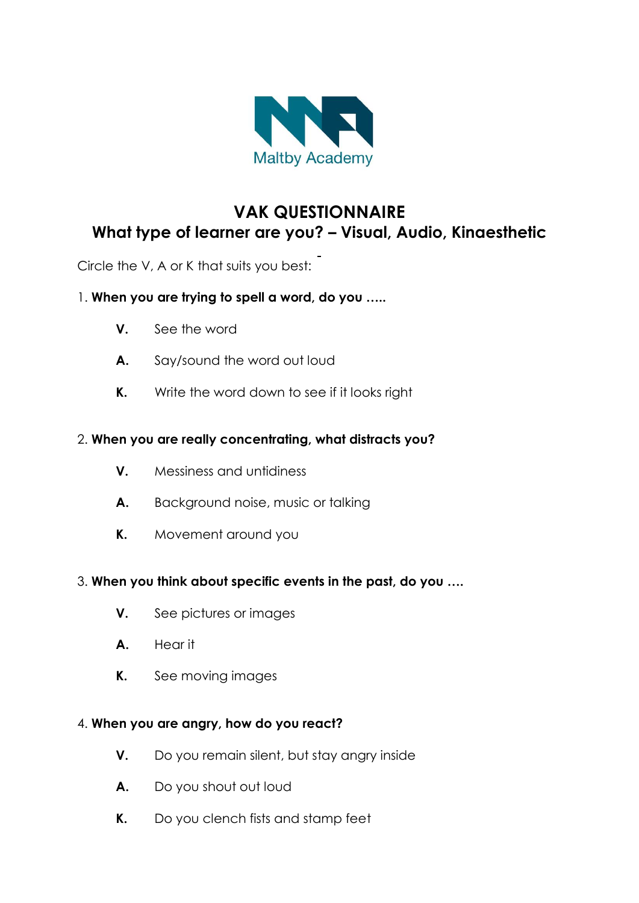Maltby Academy

# VAK QUESTIONNAIRE

## What type of learner are you? – Visual, Audio, Kinaesthetic

Circle the V, A or K that suits you best:

1. **When you are trying to spell a word, do you …..**

   **V.** See the word

   **A.** Say/sound the word out loud

   **K.** Write the word down to see if it looks right

2. **When you are really concentrating, what distracts you?**

   **V.** Messiness and untidiness

   **A.** Background noise, music or talking

   **K.** Movement around you

3. **When you think about specific events in the past, do you ….**

   **V.** See pictures or images

   **A.** Hear it

   **K.** See moving images

4. **When you are angry, how do you react?**

   **V.** Do you remain silent, but stay angry inside

   **A.** Do you shout out loud

   **K.** Do you clench fists and stamp feet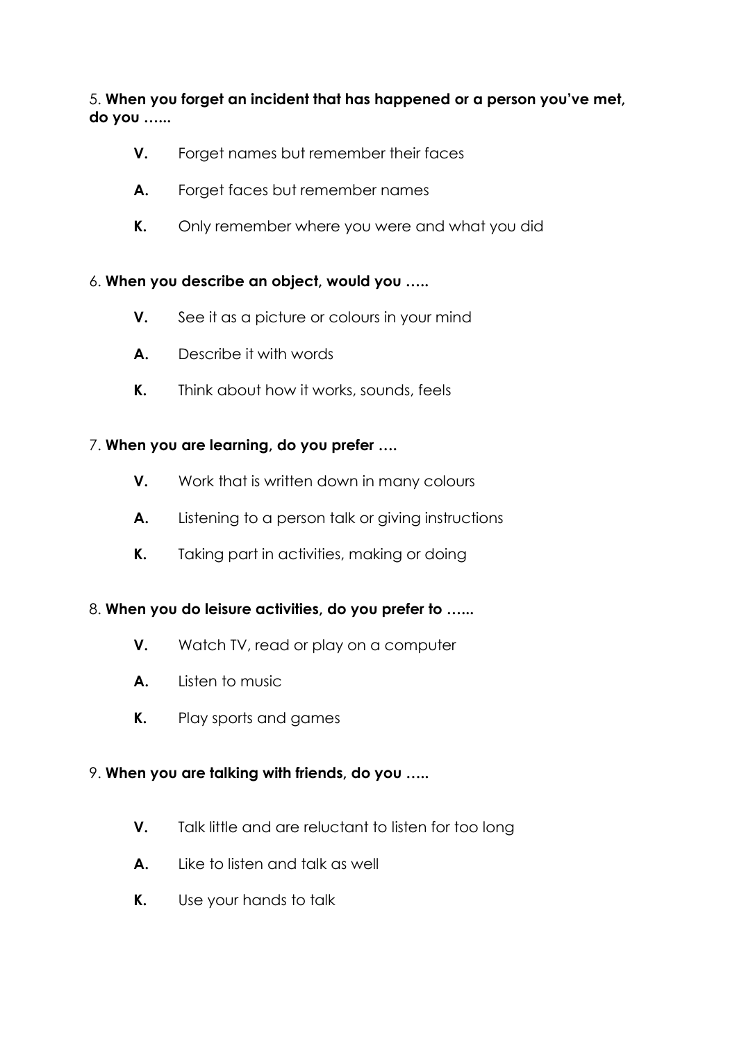5. **When you forget an incident that has happened or a person you've met, do you …...**

- **V.** Forget names but remember their faces
- **A.** Forget faces but remember names
- **K.** Only remember where you were and what you did

6. **When you describe an object, would you …..**

- **V.** See it as a picture or colours in your mind
- **A.** Describe it with words
- **K.** Think about how it works, sounds, feels

7. **When you are learning, do you prefer ….**

- **V.** Work that is written down in many colours
- **A.** Listening to a person talk or giving instructions
- **K.** Taking part in activities, making or doing

8. **When you do leisure activities, do you prefer to …...**

- **V.** Watch TV, read or play on a computer
- **A.** Listen to music
- **K.** Play sports and games

9. **When you are talking with friends, do you …..**

- **V.** Talk little and are reluctant to listen for too long
- **A.** Like to listen and talk as well
- **K.** Use your hands to talk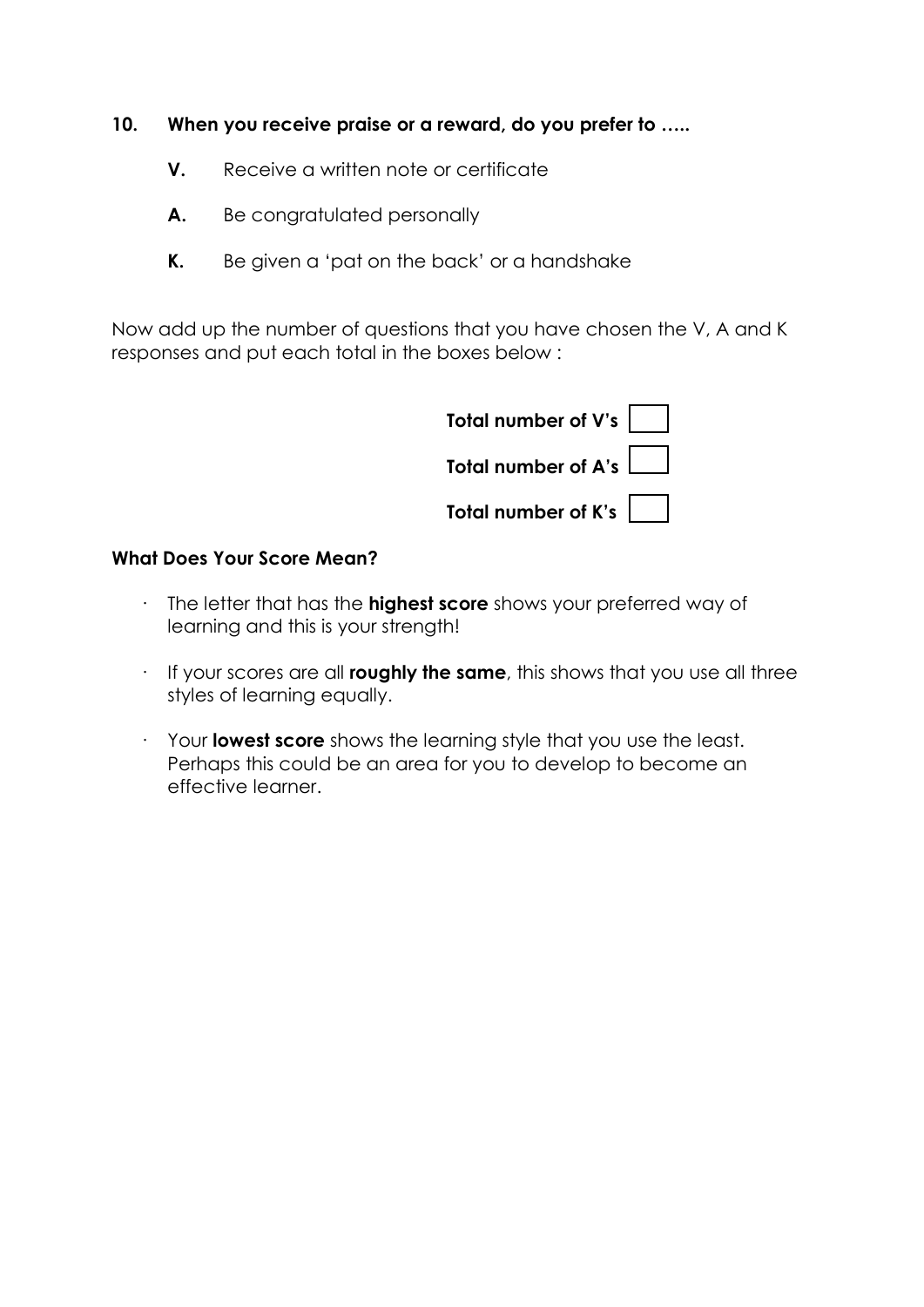**10. When you receive praise or a reward, do you prefer to …..**

- **V.** Receive a written note or certificate
- **A.** Be congratulated personally
- **K.** Be given a 'pat on the back' or a handshake

Now add up the number of questions that you have chosen the V, A and K responses and put each total in the boxes below :

**Total number of V's** ☐

**Total number of A's** ☐

**Total number of K's** ☐

**What Does Your Score Mean?**

- The letter that has the **highest score** shows your preferred way of learning and this is your strength!
- If your scores are all **roughly the same**, this shows that you use all three styles of learning equally.
- Your **lowest score** shows the learning style that you use the least. Perhaps this could be an area for you to develop to become an effective learner.